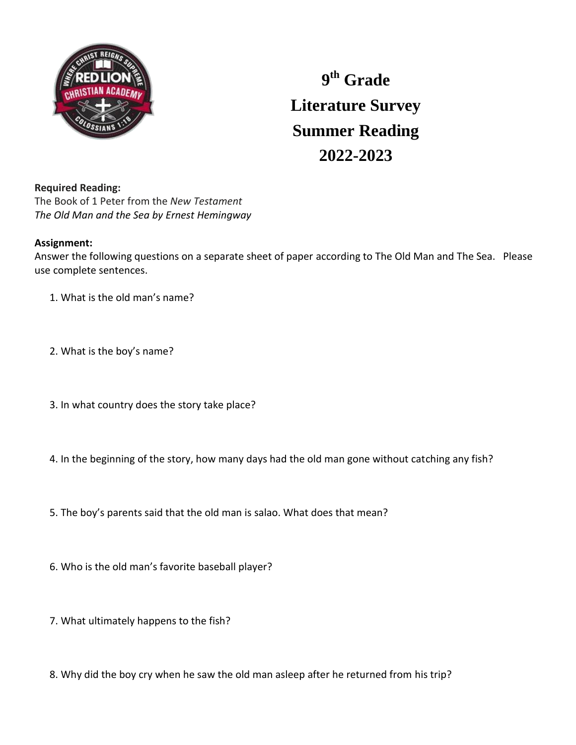# 9th Grade
# Literature Survey
# Summer Reading
# 2022-2023

**Required Reading:**
The Book of 1 Peter from the *New Testament*
*The Old Man and the Sea by Ernest Hemingway*

**Assignment:**
Answer the following questions on a separate sheet of paper according to The Old Man and The Sea. Please use complete sentences.

1. What is the old man's name?

2. What is the boy's name?

3. In what country does the story take place?

4. In the beginning of the story, how many days had the old man gone without catching any fish?

5. The boy's parents said that the old man is salao. What does that mean?

6. Who is the old man's favorite baseball player?

7. What ultimately happens to the fish?

8. Why did the boy cry when he saw the old man asleep after he returned from his trip?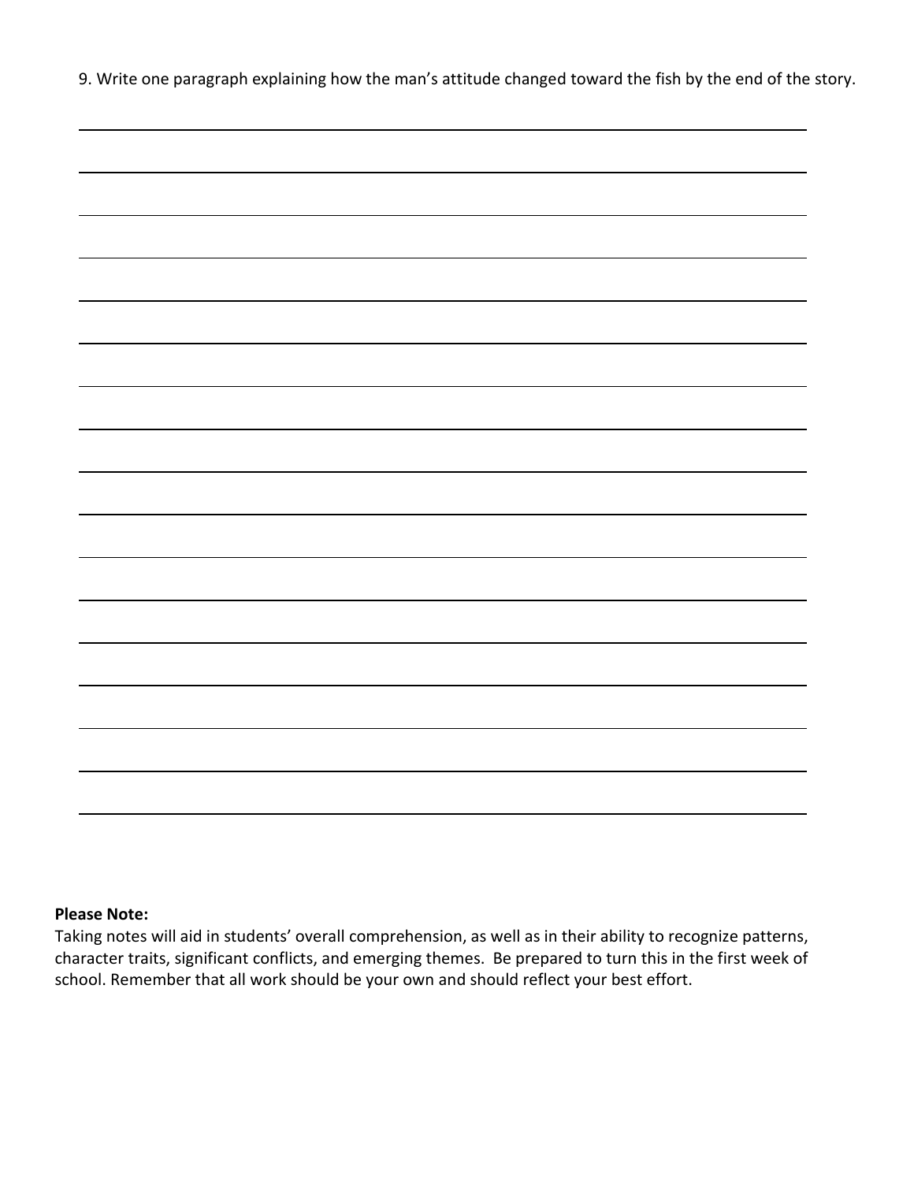9. Write one paragraph explaining how the man's attitude changed toward the fish by the end of the story.

**Please Note:**
Taking notes will aid in students' overall comprehension, as well as in their ability to recognize patterns, character traits, significant conflicts, and emerging themes. Be prepared to turn this in the first week of school. Remember that all work should be your own and should reflect your best effort.